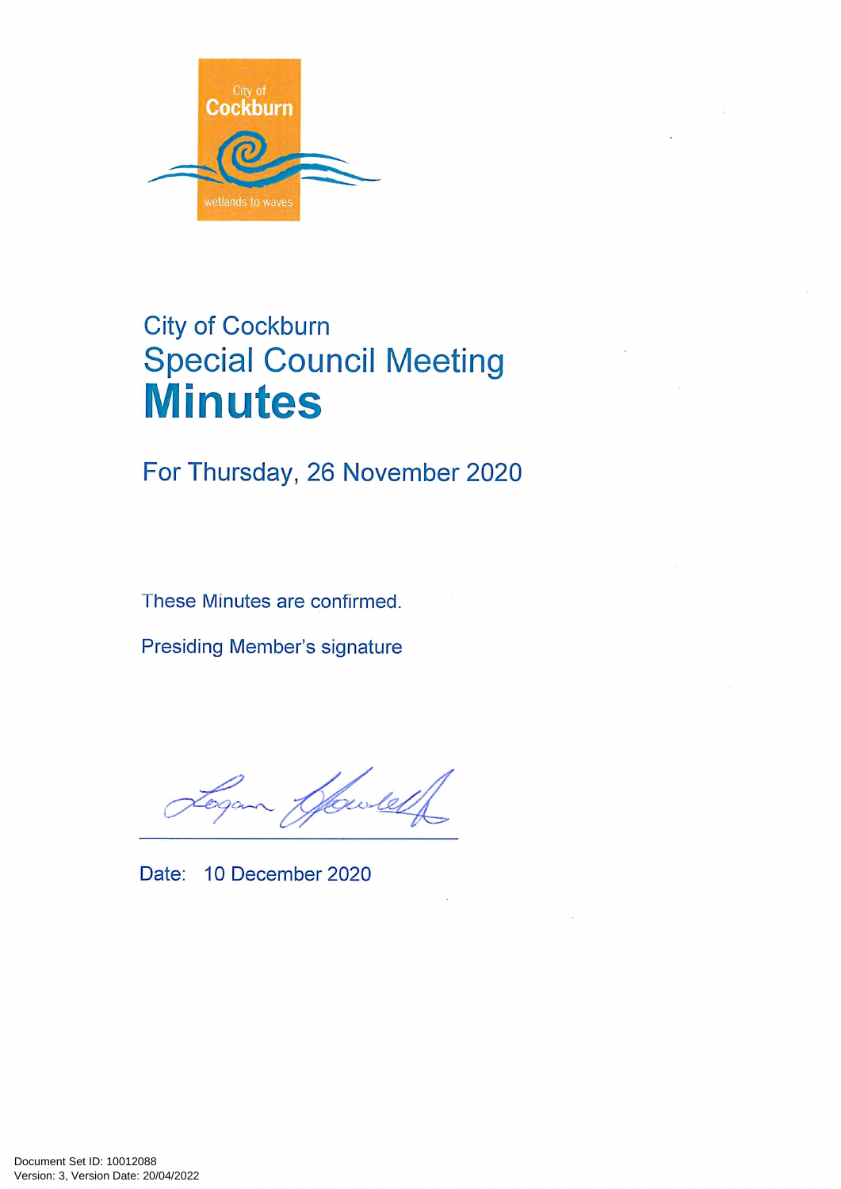City of Cockburn

wetlands to waves

# City of Cockburn Special Council Meeting

# Minutes

## For Thursday, 26 November 2020

These Minutes are confirmed.

Presiding Member's signature

Logan Howlett

Date: 10 December 2020

Document Set ID: 10012088
Version: 3, Version Date: 20/04/2022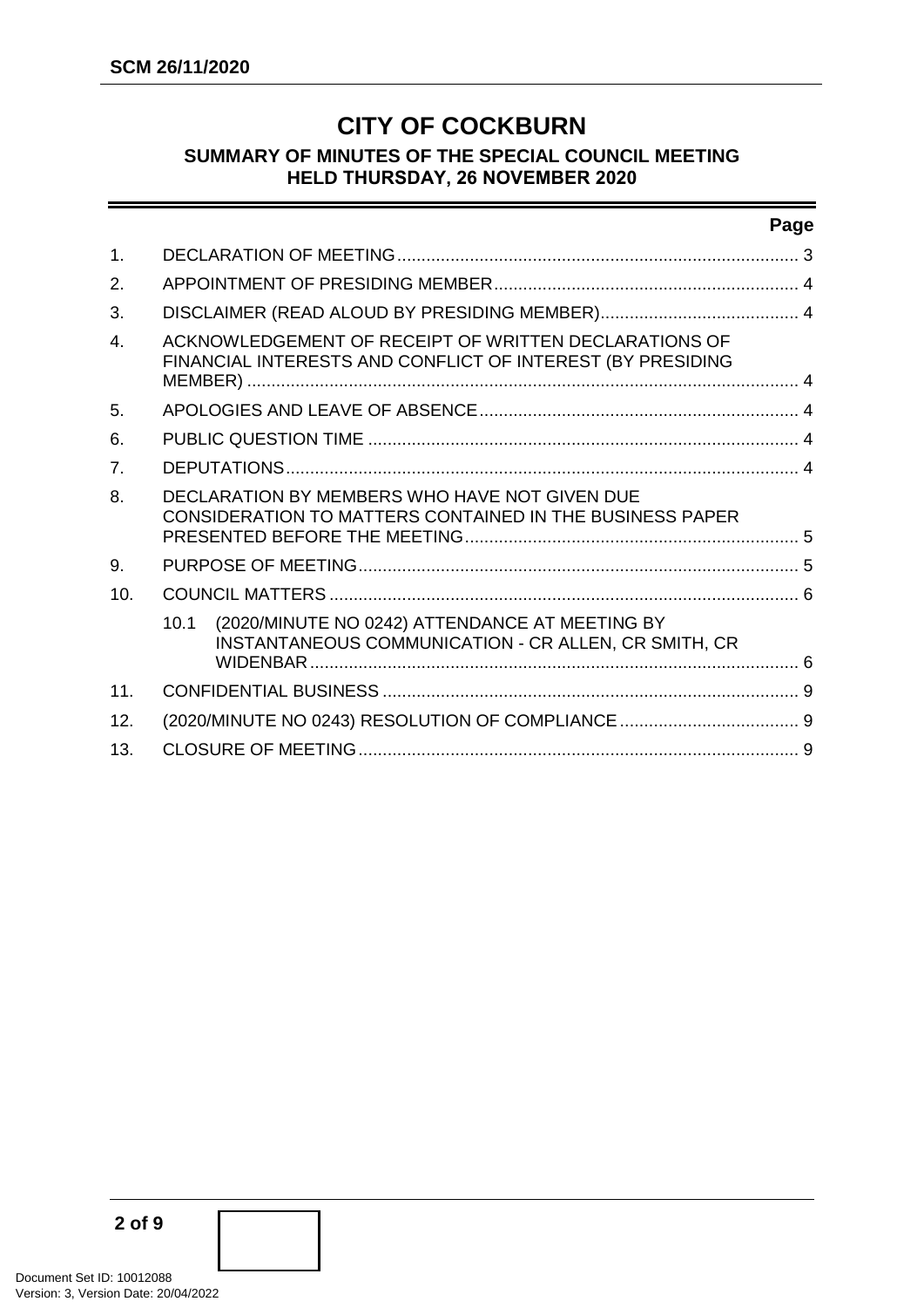# CITY OF COCKBURN

## SUMMARY OF MINUTES OF THE SPECIAL COUNCIL MEETING HELD THURSDAY, 26 NOVEMBER 2020

| | | Page |
|---|---|---|
| 1. | DECLARATION OF MEETING | 3 |
| 2. | APPOINTMENT OF PRESIDING MEMBER | 4 |
| 3. | DISCLAIMER (READ ALOUD BY PRESIDING MEMBER) | 4 |
| 4. | ACKNOWLEDGEMENT OF RECEIPT OF WRITTEN DECLARATIONS OF FINANCIAL INTERESTS AND CONFLICT OF INTEREST (BY PRESIDING MEMBER) | 4 |
| 5. | APOLOGIES AND LEAVE OF ABSENCE | 4 |
| 6. | PUBLIC QUESTION TIME | 4 |
| 7. | DEPUTATIONS | 4 |
| 8. | DECLARATION BY MEMBERS WHO HAVE NOT GIVEN DUE CONSIDERATION TO MATTERS CONTAINED IN THE BUSINESS PAPER PRESENTED BEFORE THE MEETING | 5 |
| 9. | PURPOSE OF MEETING | 5 |
| 10. | COUNCIL MATTERS | 6 |
| | 10.1 (2020/MINUTE NO 0242) ATTENDANCE AT MEETING BY INSTANTANEOUS COMMUNICATION - CR ALLEN, CR SMITH, CR WIDENBAR | 6 |
| 11. | CONFIDENTIAL BUSINESS | 9 |
| 12. | (2020/MINUTE NO 0243) RESOLUTION OF COMPLIANCE | 9 |
| 13. | CLOSURE OF MEETING | 9 |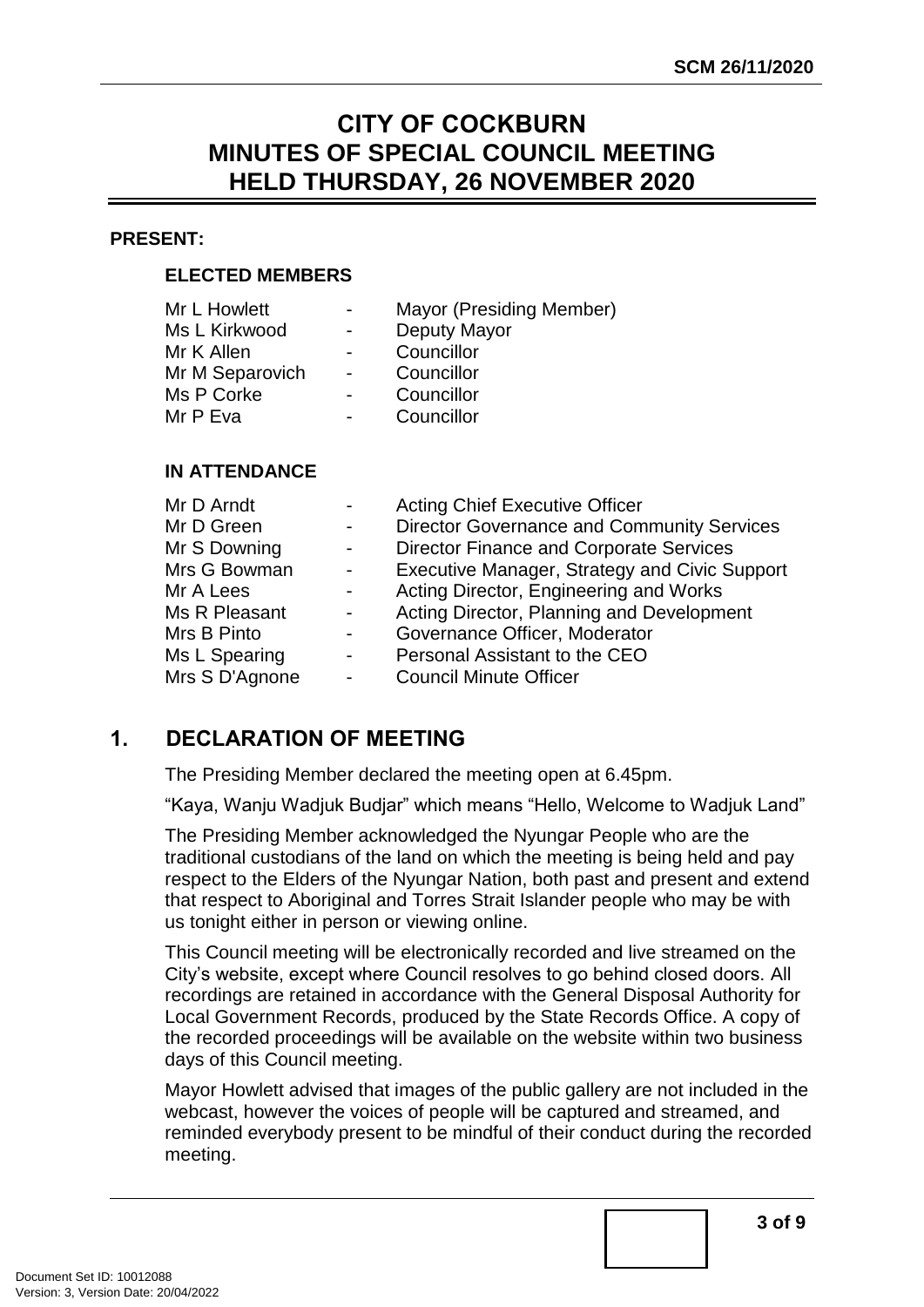# CITY OF COCKBURN
# MINUTES OF SPECIAL COUNCIL MEETING
# HELD THURSDAY, 26 NOVEMBER 2020

**PRESENT:**

**ELECTED MEMBERS**

| | | |
|---|---|---|
| Mr L Howlett | - | Mayor (Presiding Member) |
| Ms L Kirkwood | - | Deputy Mayor |
| Mr K Allen | - | Councillor |
| Mr M Separovich | - | Councillor |
| Ms P Corke | - | Councillor |
| Mr P Eva | - | Councillor |

**IN ATTENDANCE**

| | | |
|---|---|---|
| Mr D Arndt | - | Acting Chief Executive Officer |
| Mr D Green | - | Director Governance and Community Services |
| Mr S Downing | - | Director Finance and Corporate Services |
| Mrs G Bowman | - | Executive Manager, Strategy and Civic Support |
| Mr A Lees | - | Acting Director, Engineering and Works |
| Ms R Pleasant | - | Acting Director, Planning and Development |
| Mrs B Pinto | - | Governance Officer, Moderator |
| Ms L Spearing | - | Personal Assistant to the CEO |
| Mrs S D'Agnone | - | Council Minute Officer |

## 1. DECLARATION OF MEETING

The Presiding Member declared the meeting open at 6.45pm.

"Kaya, Wanju Wadjuk Budjar" which means "Hello, Welcome to Wadjuk Land"

The Presiding Member acknowledged the Nyungar People who are the traditional custodians of the land on which the meeting is being held and pay respect to the Elders of the Nyungar Nation, both past and present and extend that respect to Aboriginal and Torres Strait Islander people who may be with us tonight either in person or viewing online.

This Council meeting will be electronically recorded and live streamed on the City's website, except where Council resolves to go behind closed doors. All recordings are retained in accordance with the General Disposal Authority for Local Government Records, produced by the State Records Office. A copy of the recorded proceedings will be available on the website within two business days of this Council meeting.

Mayor Howlett advised that images of the public gallery are not included in the webcast, however the voices of people will be captured and streamed, and reminded everybody present to be mindful of their conduct during the recorded meeting.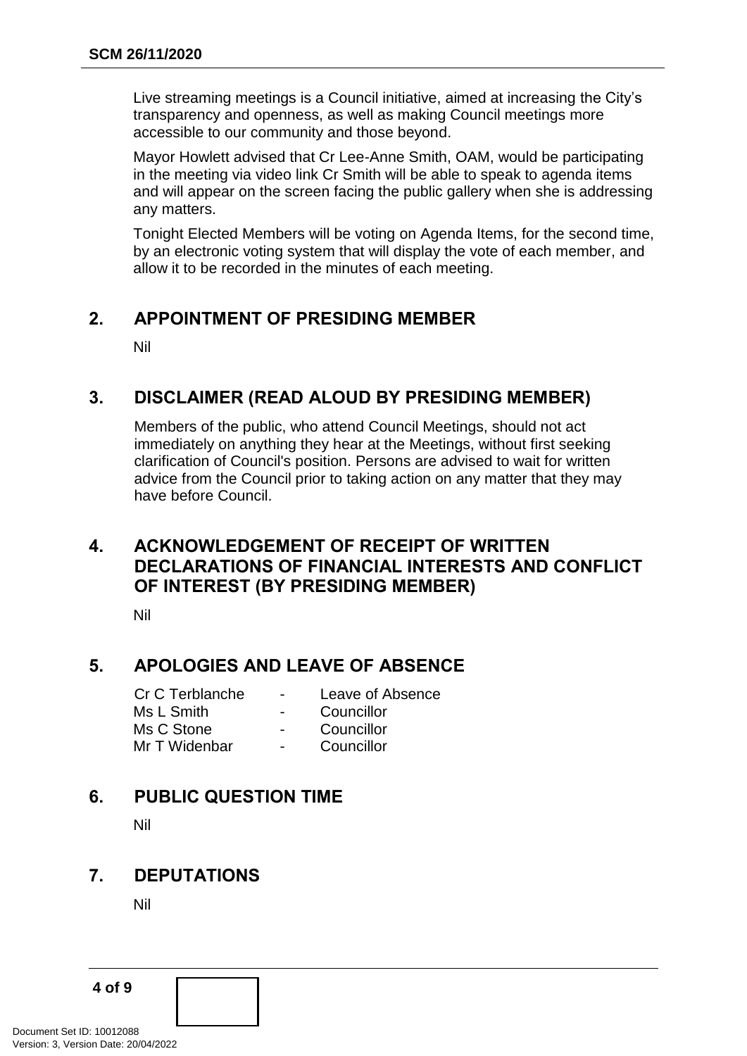Live streaming meetings is a Council initiative, aimed at increasing the City's transparency and openness, as well as making Council meetings more accessible to our community and those beyond.

Mayor Howlett advised that Cr Lee-Anne Smith, OAM, would be participating in the meeting via video link Cr Smith will be able to speak to agenda items and will appear on the screen facing the public gallery when she is addressing any matters.

Tonight Elected Members will be voting on Agenda Items, for the second time, by an electronic voting system that will display the vote of each member, and allow it to be recorded in the minutes of each meeting.

## 2. APPOINTMENT OF PRESIDING MEMBER

Nil

## 3. DISCLAIMER (READ ALOUD BY PRESIDING MEMBER)

Members of the public, who attend Council Meetings, should not act immediately on anything they hear at the Meetings, without first seeking clarification of Council's position. Persons are advised to wait for written advice from the Council prior to taking action on any matter that they may have before Council.

## 4. ACKNOWLEDGEMENT OF RECEIPT OF WRITTEN DECLARATIONS OF FINANCIAL INTERESTS AND CONFLICT OF INTEREST (BY PRESIDING MEMBER)

Nil

## 5. APOLOGIES AND LEAVE OF ABSENCE

| | | |
|---|---|---|
| Cr C Terblanche | - | Leave of Absence |
| Ms L Smith | - | Councillor |
| Ms C Stone | - | Councillor |
| Mr T Widenbar | - | Councillor |

## 6. PUBLIC QUESTION TIME

Nil

## 7. DEPUTATIONS

Nil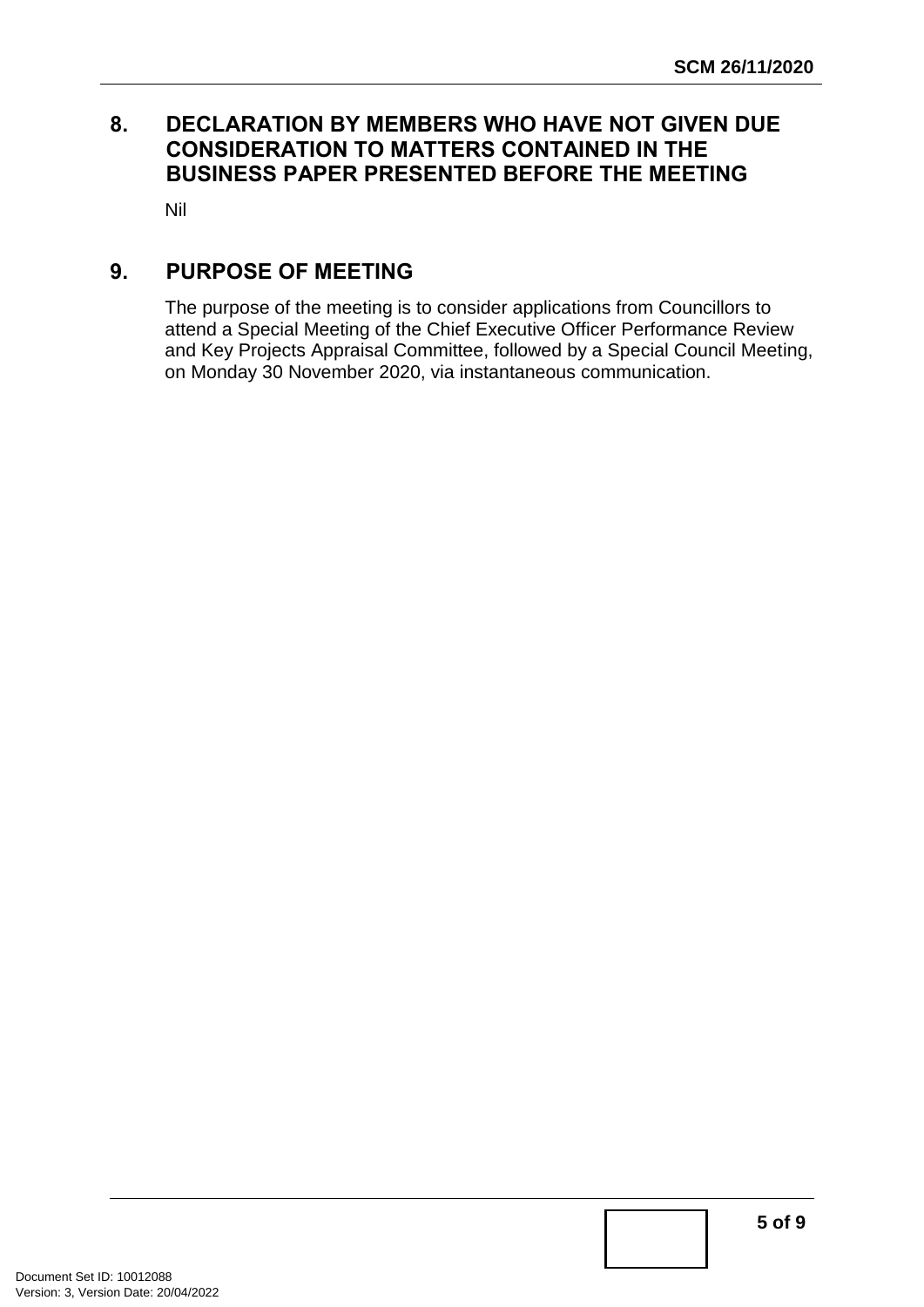## 8. DECLARATION BY MEMBERS WHO HAVE NOT GIVEN DUE CONSIDERATION TO MATTERS CONTAINED IN THE BUSINESS PAPER PRESENTED BEFORE THE MEETING

Nil

## 9. PURPOSE OF MEETING

The purpose of the meeting is to consider applications from Councillors to attend a Special Meeting of the Chief Executive Officer Performance Review and Key Projects Appraisal Committee, followed by a Special Council Meeting, on Monday 30 November 2020, via instantaneous communication.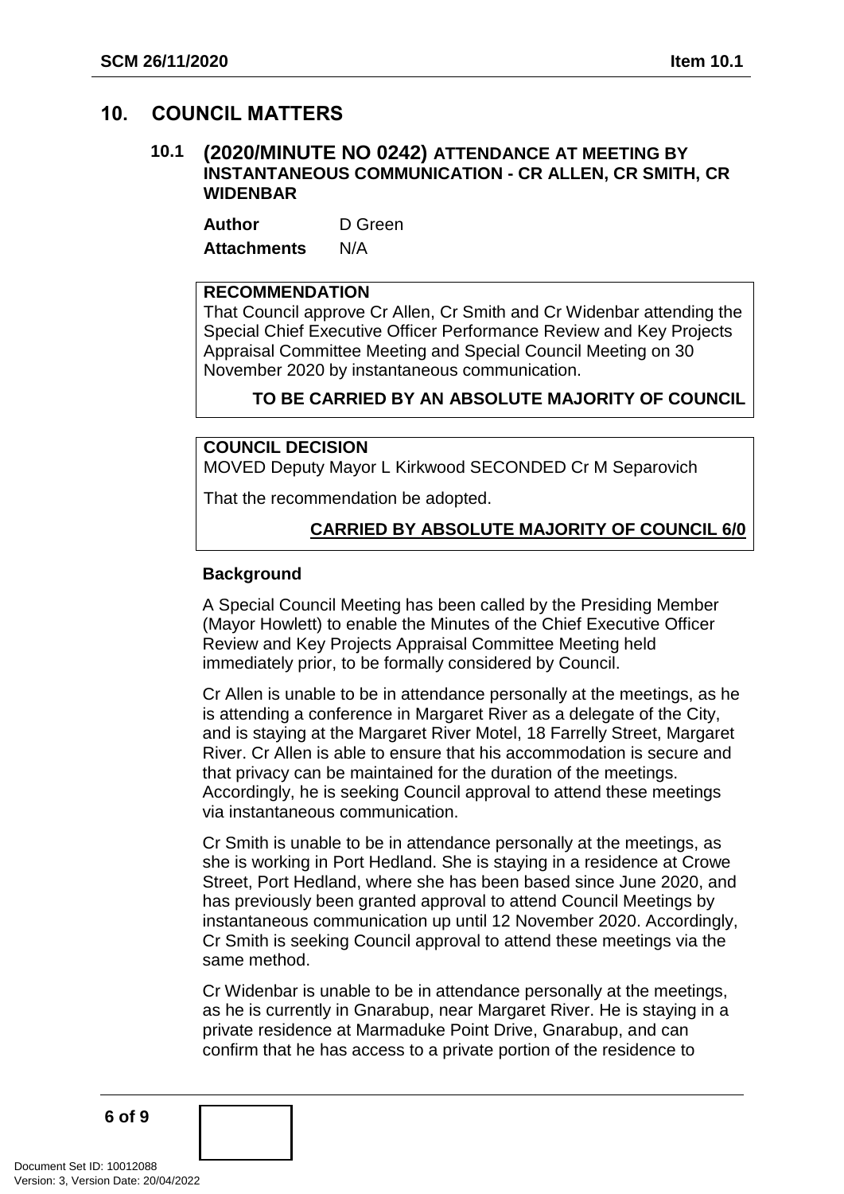## 10. COUNCIL MATTERS

### 10.1 (2020/MINUTE NO 0242) ATTENDANCE AT MEETING BY INSTANTANEOUS COMMUNICATION - CR ALLEN, CR SMITH, CR WIDENBAR

**Author** D Green

**Attachments** N/A

**RECOMMENDATION**

That Council approve Cr Allen, Cr Smith and Cr Widenbar attending the Special Chief Executive Officer Performance Review and Key Projects Appraisal Committee Meeting and Special Council Meeting on 30 November 2020 by instantaneous communication.

**TO BE CARRIED BY AN ABSOLUTE MAJORITY OF COUNCIL**

**COUNCIL DECISION**

MOVED Deputy Mayor L Kirkwood SECONDED Cr M Separovich

That the recommendation be adopted.

**CARRIED BY ABSOLUTE MAJORITY OF COUNCIL 6/0**

**Background**

A Special Council Meeting has been called by the Presiding Member (Mayor Howlett) to enable the Minutes of the Chief Executive Officer Review and Key Projects Appraisal Committee Meeting held immediately prior, to be formally considered by Council.

Cr Allen is unable to be in attendance personally at the meetings, as he is attending a conference in Margaret River as a delegate of the City, and is staying at the Margaret River Motel, 18 Farrelly Street, Margaret River. Cr Allen is able to ensure that his accommodation is secure and that privacy can be maintained for the duration of the meetings. Accordingly, he is seeking Council approval to attend these meetings via instantaneous communication.

Cr Smith is unable to be in attendance personally at the meetings, as she is working in Port Hedland. She is staying in a residence at Crowe Street, Port Hedland, where she has been based since June 2020, and has previously been granted approval to attend Council Meetings by instantaneous communication up until 12 November 2020. Accordingly, Cr Smith is seeking Council approval to attend these meetings via the same method.

Cr Widenbar is unable to be in attendance personally at the meetings, as he is currently in Gnarabup, near Margaret River. He is staying in a private residence at Marmaduke Point Drive, Gnarabup, and can confirm that he has access to a private portion of the residence to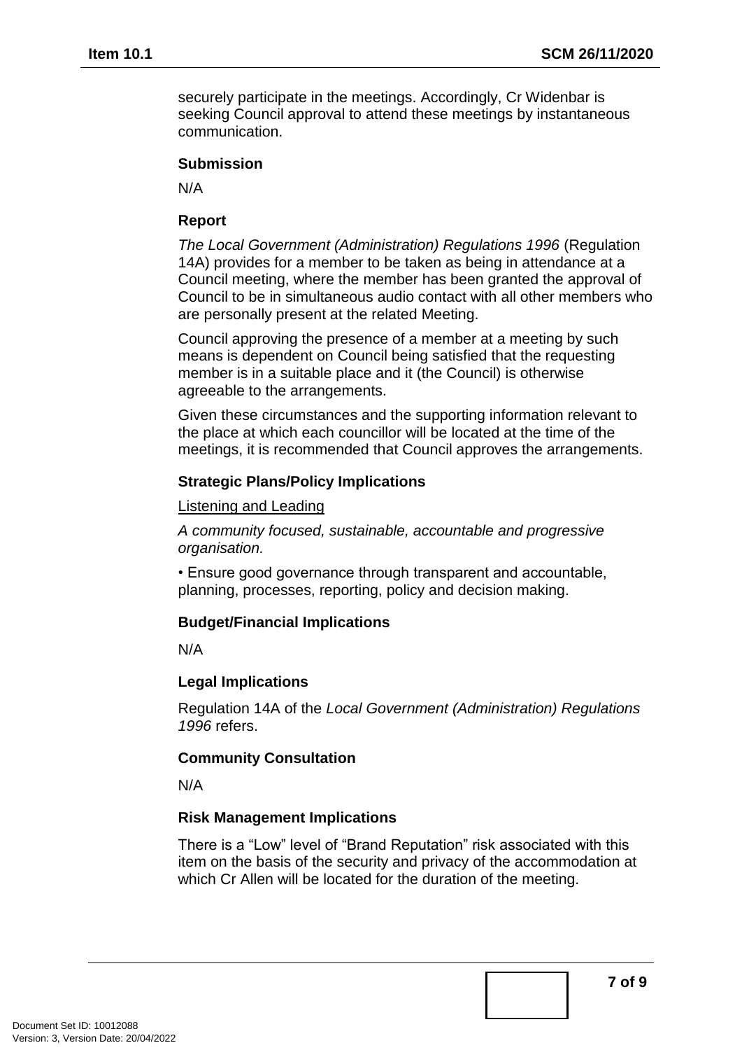securely participate in the meetings. Accordingly, Cr Widenbar is seeking Council approval to attend these meetings by instantaneous communication.

### Submission

N/A

### Report

*The Local Government (Administration) Regulations 1996* (Regulation 14A) provides for a member to be taken as being in attendance at a Council meeting, where the member has been granted the approval of Council to be in simultaneous audio contact with all other members who are personally present at the related Meeting.

Council approving the presence of a member at a meeting by such means is dependent on Council being satisfied that the requesting member is in a suitable place and it (the Council) is otherwise agreeable to the arrangements.

Given these circumstances and the supporting information relevant to the place at which each councillor will be located at the time of the meetings, it is recommended that Council approves the arrangements.

### Strategic Plans/Policy Implications

<u>Listening and Leading</u>

*A community focused, sustainable, accountable and progressive organisation.*

• Ensure good governance through transparent and accountable, planning, processes, reporting, policy and decision making.

### Budget/Financial Implications

N/A

### Legal Implications

Regulation 14A of the *Local Government (Administration) Regulations 1996* refers.

### Community Consultation

N/A

### Risk Management Implications

There is a "Low" level of "Brand Reputation" risk associated with this item on the basis of the security and privacy of the accommodation at which Cr Allen will be located for the duration of the meeting.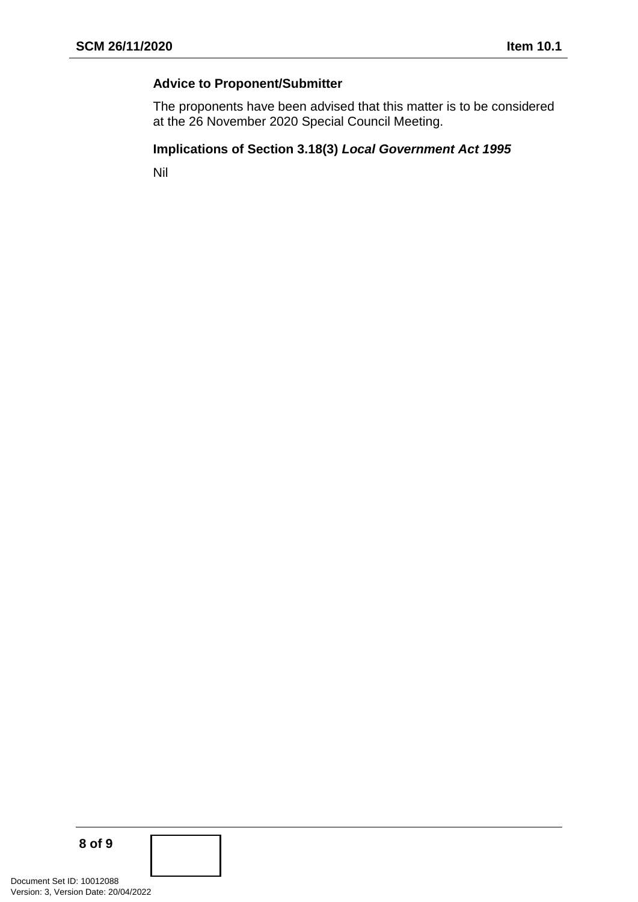### Advice to Proponent/Submitter

The proponents have been advised that this matter is to be considered at the 26 November 2020 Special Council Meeting.

### Implications of Section 3.18(3) ***Local Government Act 1995***

Nil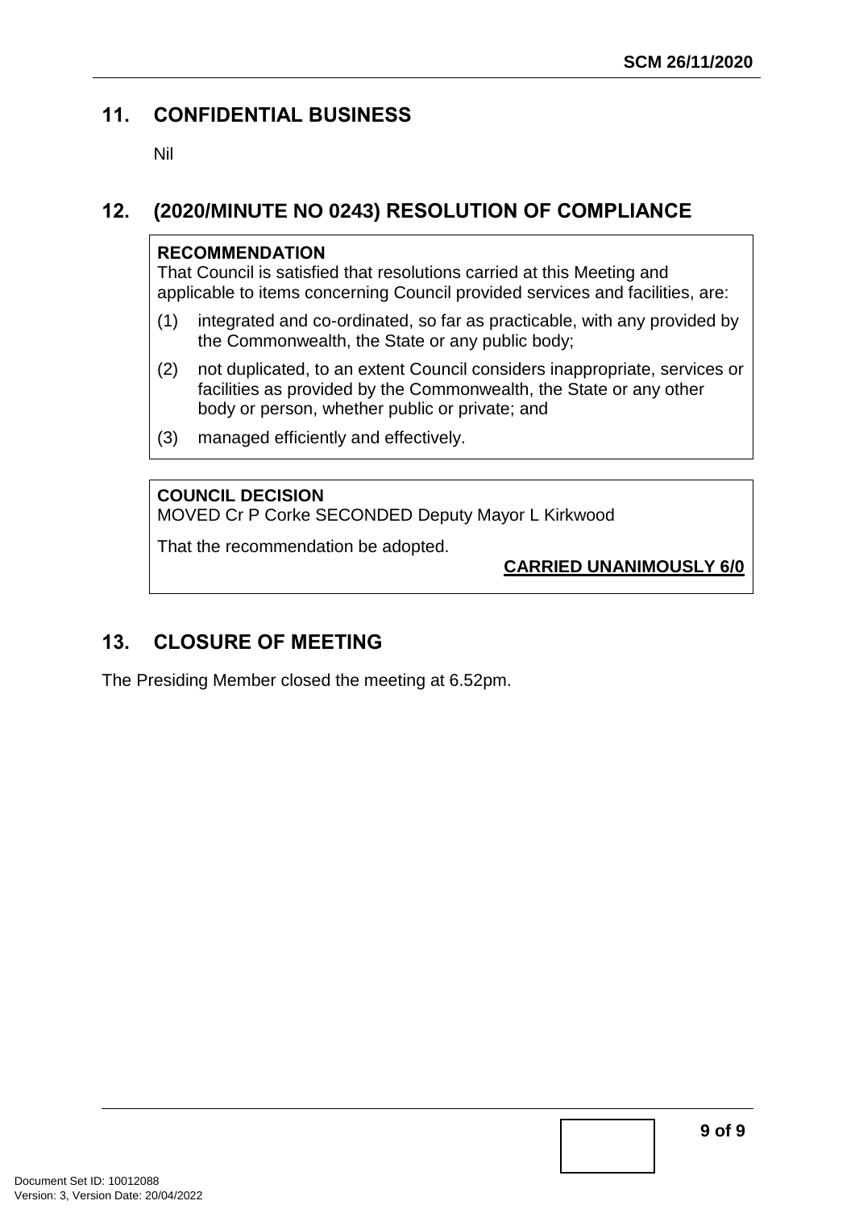## 11. CONFIDENTIAL BUSINESS

Nil

## 12. (2020/MINUTE NO 0243) RESOLUTION OF COMPLIANCE

**RECOMMENDATION**

That Council is satisfied that resolutions carried at this Meeting and applicable to items concerning Council provided services and facilities, are:

(1) integrated and co-ordinated, so far as practicable, with any provided by the Commonwealth, the State or any public body;

(2) not duplicated, to an extent Council considers inappropriate, services or facilities as provided by the Commonwealth, the State or any other body or person, whether public or private; and

(3) managed efficiently and effectively.

**COUNCIL DECISION**

MOVED Cr P Corke SECONDED Deputy Mayor L Kirkwood

That the recommendation be adopted.

**CARRIED UNANIMOUSLY 6/0**

## 13. CLOSURE OF MEETING

The Presiding Member closed the meeting at 6.52pm.

Document Set ID: 10012088
Version: 3, Version Date: 20/04/2022